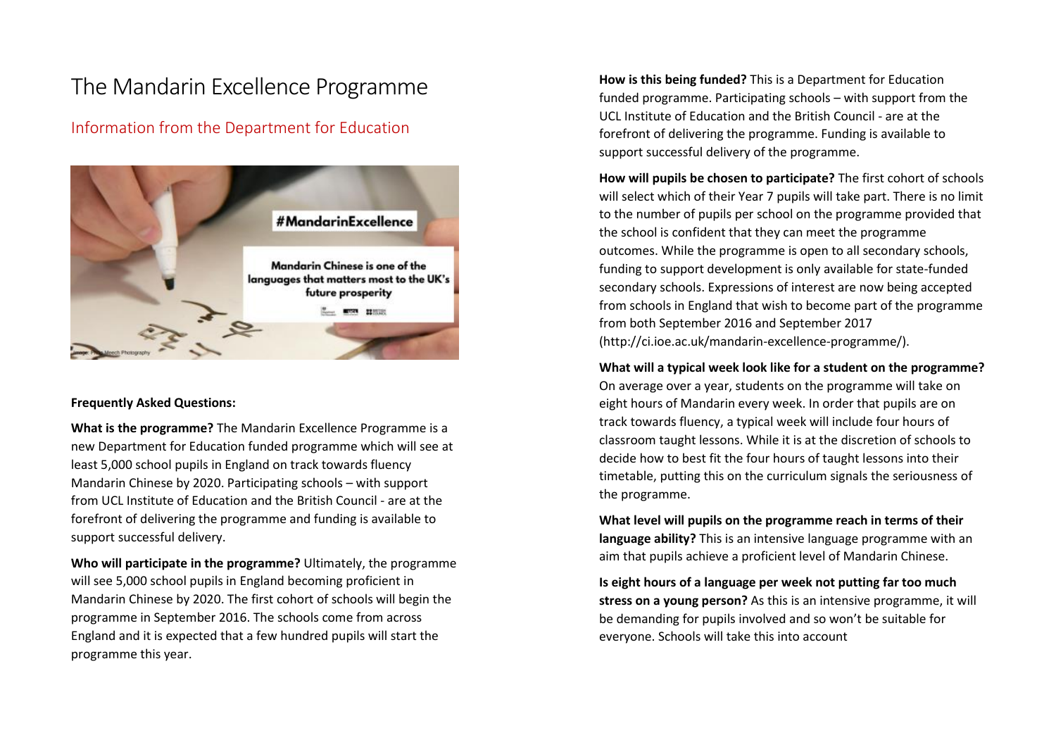# The Mandarin Excellence Programme

## Information from the Department for Education

**Frequently Asked Questions:**

**What is the programme?** The Mandarin Excellence Programme is a new Department for Education funded programme which will see at least 5,000 school pupils in England on track towards fluency Mandarin Chinese by 2020. Participating schools – with support from UCL Institute of Education and the British Council - are at the forefront of delivering the programme and funding is available to support successful delivery.

**Who will participate in the programme?** Ultimately, the programme will see 5,000 school pupils in England becoming proficient in Mandarin Chinese by 2020. The first cohort of schools will begin the programme in September 2016. The schools come from across England and it is expected that a few hundred pupils will start the programme this year.

**How is this being funded?** This is a Department for Education funded programme. Participating schools – with support from the UCL Institute of Education and the British Council - are at the forefront of delivering the programme. Funding is available to support successful delivery of the programme.

**How will pupils be chosen to participate?** The first cohort of schools will select which of their Year 7 pupils will take part. There is no limit to the number of pupils per school on the programme provided that the school is confident that they can meet the programme outcomes. While the programme is open to all secondary schools, funding to support development is only available for state-funded secondary schools. Expressions of interest are now being accepted from schools in England that wish to become part of the programme from both September 2016 and September 2017 (http://ci.ioe.ac.uk/mandarin-excellence-programme/).

**What will a typical week look like for a student on the programme?** On average over a year, students on the programme will take on eight hours of Mandarin every week. In order that pupils are on track towards fluency, a typical week will include four hours of classroom taught lessons. While it is at the discretion of schools to decide how to best fit the four hours of taught lessons into their timetable, putting this on the curriculum signals the seriousness of the programme.

**What level will pupils on the programme reach in terms of their language ability?** This is an intensive language programme with an aim that pupils achieve a proficient level of Mandarin Chinese.

**Is eight hours of a language per week not putting far too much stress on a young person?** As this is an intensive programme, it will be demanding for pupils involved and so won't be suitable for everyone. Schools will take this into account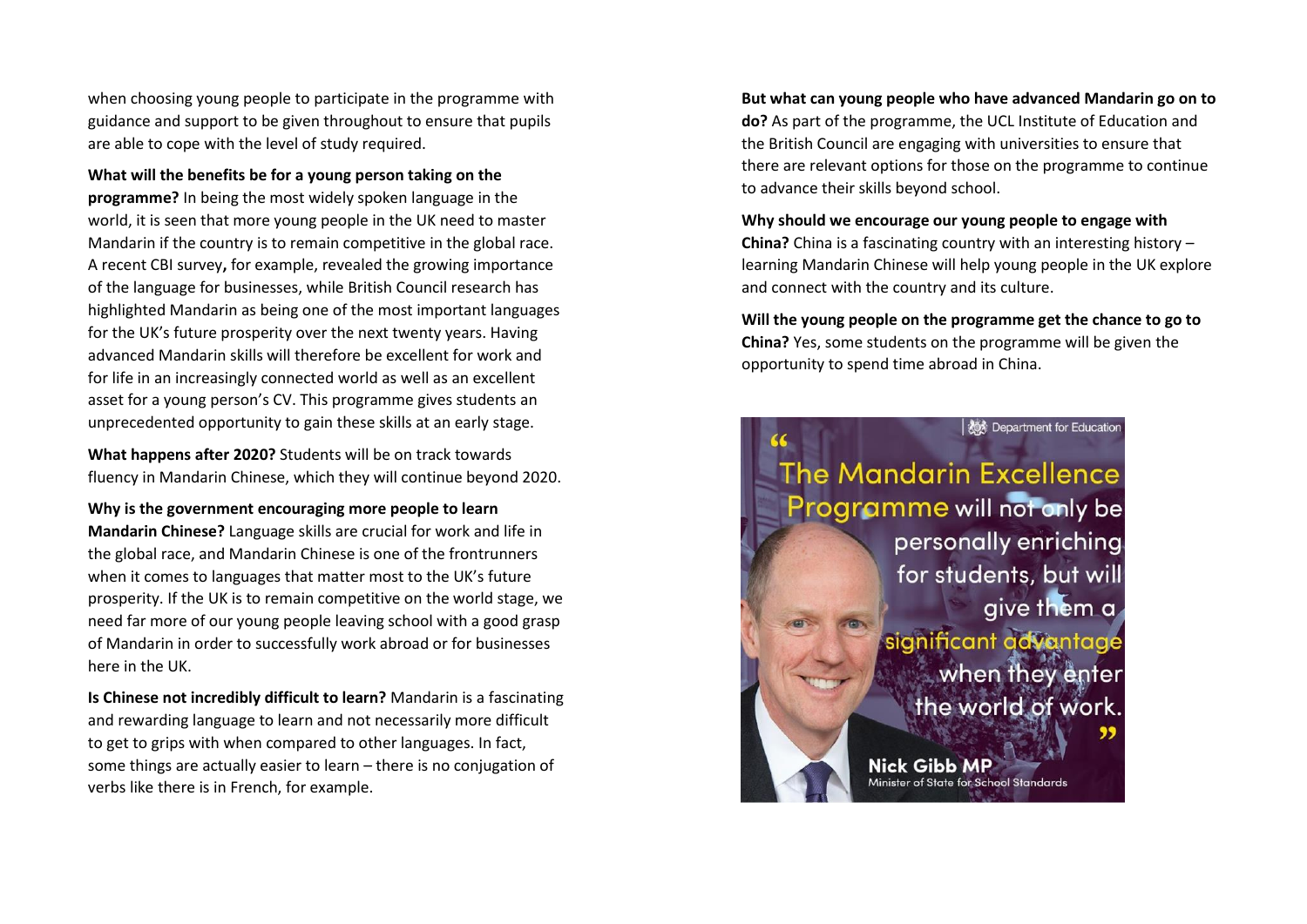when choosing young people to participate in the programme with guidance and support to be given throughout to ensure that pupils are able to cope with the level of study required.

**What will the benefits be for a young person taking on the programme?** In being the most widely spoken language in the world, it is seen that more young people in the UK need to master Mandarin if the country is to remain competitive in the global race. A recent CBI survey**,** for example, revealed the growing importance of the language for businesses, while British Council research has highlighted Mandarin as being one of the most important languages for the UK's future prosperity over the next twenty years. Having advanced Mandarin skills will therefore be excellent for work and for life in an increasingly connected world as well as an excellent asset for a young person's CV. This programme gives students an unprecedented opportunity to gain these skills at an early stage.

**What happens after 2020?** Students will be on track towards fluency in Mandarin Chinese, which they will continue beyond 2020.

**Why is the government encouraging more people to learn Mandarin Chinese?** Language skills are crucial for work and life in the global race, and Mandarin Chinese is one of the frontrunners when it comes to languages that matter most to the UK's future prosperity. If the UK is to remain competitive on the world stage, we need far more of our young people leaving school with a good grasp of Mandarin in order to successfully work abroad or for businesses here in the UK.

**Is Chinese not incredibly difficult to learn?** Mandarin is a fascinating and rewarding language to learn and not necessarily more difficult to get to grips with when compared to other languages. In fact, some things are actually easier to learn – there is no conjugation of verbs like there is in French, for example.

**But what can young people who have advanced Mandarin go on to do?** As part of the programme, the UCL Institute of Education and the British Council are engaging with universities to ensure that there are relevant options for those on the programme to continue to advance their skills beyond school.

**Why should we encourage our young people to engage with China?** China is a fascinating country with an interesting history – learning Mandarin Chinese will help young people in the UK explore and connect with the country and its culture.

**Will the young people on the programme get the chance to go to China?** Yes, some students on the programme will be given the opportunity to spend time abroad in China.

Department for Education

> "The Mandarin Excellence Programme will not only be personally enriching for students, but will give them a significant advantage when they enter the world of work."

**Nick Gibb MP**
Minister of State for School Standards